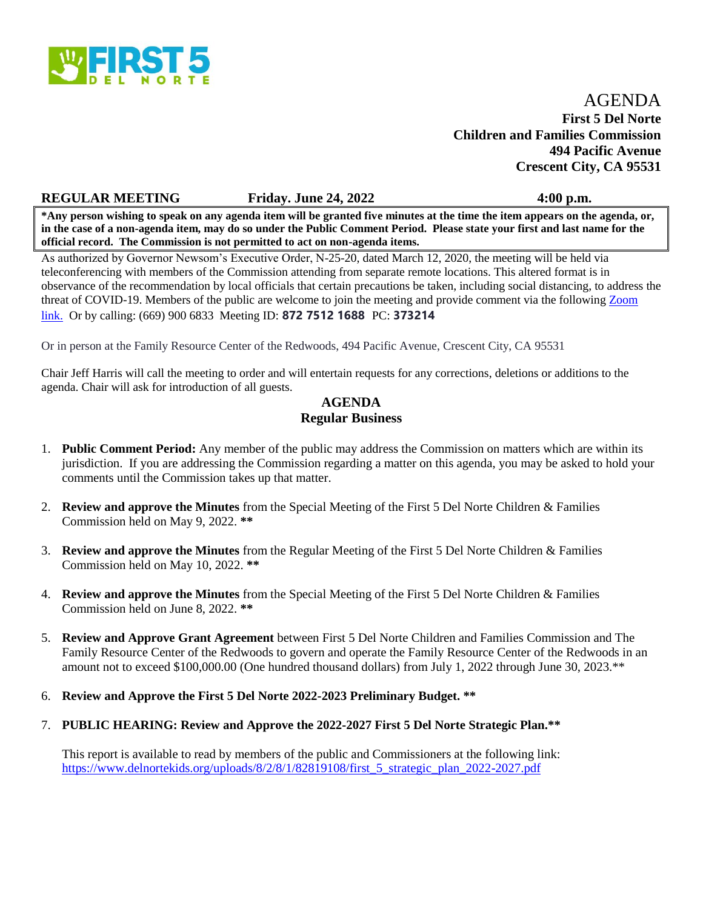FIRST 5 DEL NORTE

# AGENDA

**First 5 Del Norte**
**Children and Families Commission**
**494 Pacific Avenue**
**Crescent City, CA 95531**

**REGULAR MEETING** **Friday. June 24, 2022** **4:00 p.m.**

**\*Any person wishing to speak on any agenda item will be granted five minutes at the time the item appears on the agenda, or, in the case of a non-agenda item, may do so under the Public Comment Period. Please state your first and last name for the official record. The Commission is not permitted to act on non-agenda items.**

As authorized by Governor Newsom's Executive Order, N-25-20, dated March 12, 2020, the meeting will be held via teleconferencing with members of the Commission attending from separate remote locations. This altered format is in observance of the recommendation by local officials that certain precautions be taken, including social distancing, to address the threat of COVID-19. Members of the public are welcome to join the meeting and provide comment via the following Zoom link. Or by calling: (669) 900 6833 Meeting ID: **872 7512 1688** PC: **373214**

Or in person at the Family Resource Center of the Redwoods, 494 Pacific Avenue, Crescent City, CA 95531

Chair Jeff Harris will call the meeting to order and will entertain requests for any corrections, deletions or additions to the agenda. Chair will ask for introduction of all guests.

## AGENDA
## Regular Business

1. **Public Comment Period:** Any member of the public may address the Commission on matters which are within its jurisdiction. If you are addressing the Commission regarding a matter on this agenda, you may be asked to hold your comments until the Commission takes up that matter.

2. **Review and approve the Minutes** from the Special Meeting of the First 5 Del Norte Children & Families Commission held on May 9, 2022. **\*\***

3. **Review and approve the Minutes** from the Regular Meeting of the First 5 Del Norte Children & Families Commission held on May 10, 2022. **\*\***

4. **Review and approve the Minutes** from the Special Meeting of the First 5 Del Norte Children & Families Commission held on June 8, 2022. **\*\***

5. **Review and Approve Grant Agreement** between First 5 Del Norte Children and Families Commission and The Family Resource Center of the Redwoods to govern and operate the Family Resource Center of the Redwoods in an amount not to exceed $100,000.00 (One hundred thousand dollars) from July 1, 2022 through June 30, 2023.\*\*

6. **Review and Approve the First 5 Del Norte 2022-2023 Preliminary Budget. \*\***

7. **PUBLIC HEARING: Review and Approve the 2022-2027 First 5 Del Norte Strategic Plan.\*\***

   This report is available to read by members of the public and Commissioners at the following link: https://www.delnortekids.org/uploads/8/2/8/1/82819108/first_5_strategic_plan_2022-2027.pdf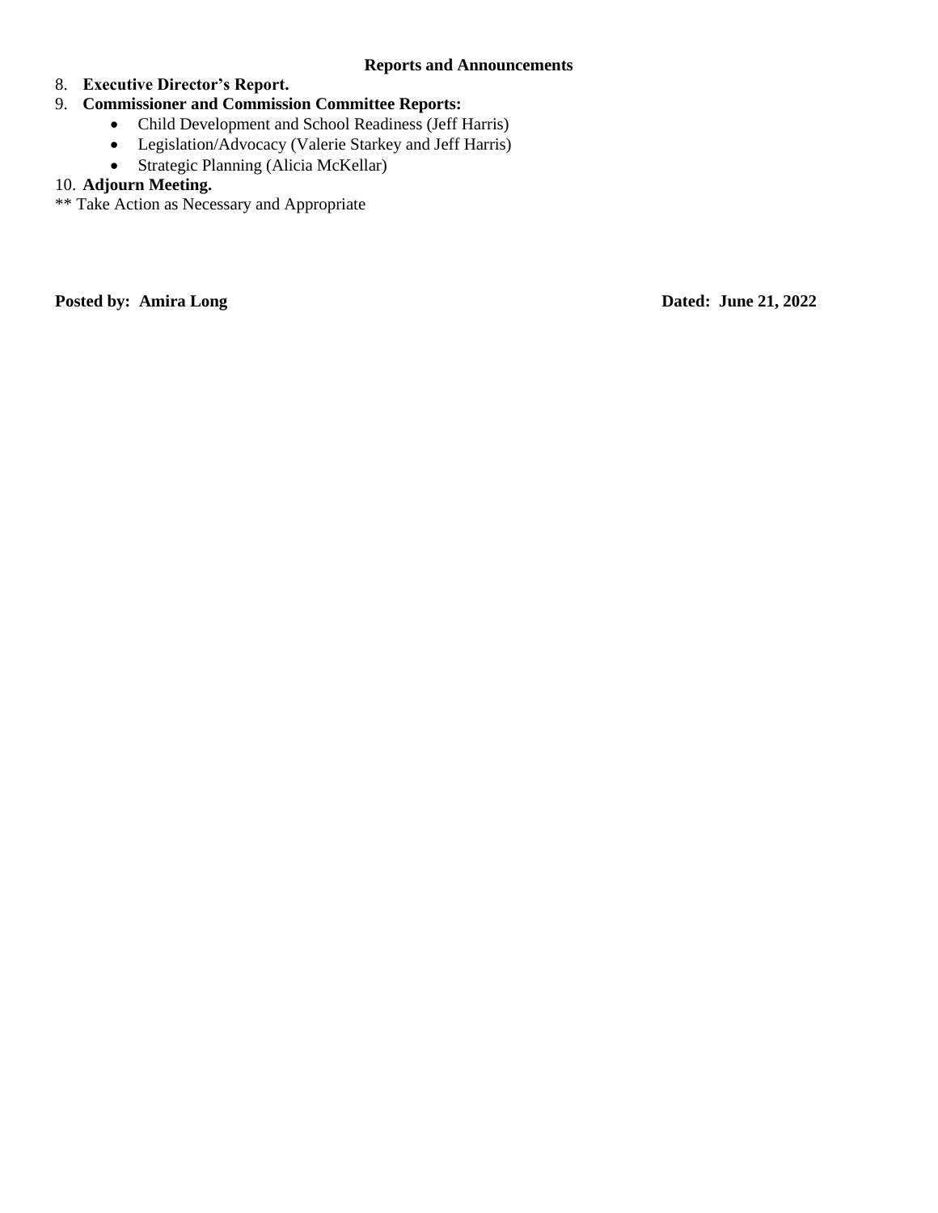**Reports and Announcements**

8. **Executive Director's Report.**
9. **Commissioner and Commission Committee Reports:**
   - Child Development and School Readiness (Jeff Harris)
   - Legislation/Advocacy (Valerie Starkey and Jeff Harris)
   - Strategic Planning (Alicia McKellar)
10. **Adjourn Meeting.**

** Take Action as Necessary and Appropriate

**Posted by: Amira Long** **Dated: June 21, 2022**